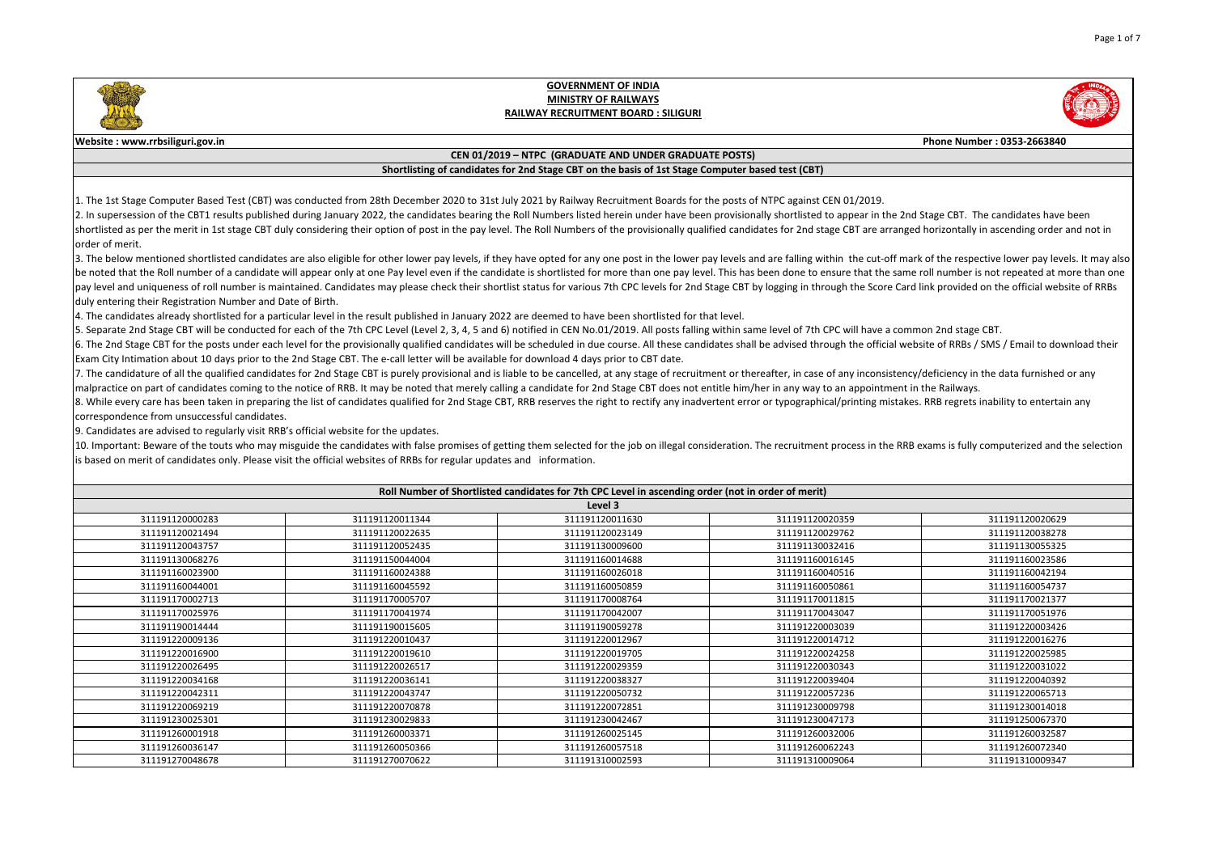# GOVERNMENT OF INDIA
## MINISTRY OF RAILWAYS
## RAILWAY RECRUITMENT BOARD : SILIGURI

**Website : www.rrbsiliguri.gov.in** **Phone Number : 0353-2663840**

**CEN 01/2019 – NTPC (GRADUATE AND UNDER GRADUATE POSTS)**

**Shortlisting of candidates for 2nd Stage CBT on the basis of 1st Stage Computer based test (CBT)**

1. The 1st Stage Computer Based Test (CBT) was conducted from 28th December 2020 to 31st July 2021 by Railway Recruitment Boards for the posts of NTPC against CEN 01/2019.
2. In supersession of the CBT1 results published during January 2022, the candidates bearing the Roll Numbers listed herein under have been provisionally shortlisted to appear in the 2nd Stage CBT. The candidates have been shortlisted as per the merit in 1st stage CBT duly considering their option of post in the pay level. The Roll Numbers of the provisionally qualified candidates for 2nd stage CBT are arranged horizontally in ascending order and not in order of merit.
3. The below mentioned shortlisted candidates are also eligible for other lower pay levels, if they have opted for any one post in the lower pay levels and are falling within the cut-off mark of the respective lower pay levels. It may also be noted that the Roll number of a candidate will appear only at one Pay level even if the candidate is shortlisted for more than one pay level. This has been done to ensure that the same roll number is not repeated at more than one pay level and uniqueness of roll number is maintained. Candidates may please check their shortlist status for various 7th CPC levels for 2nd Stage CBT by logging in through the Score Card link provided on the official website of RRBs duly entering their Registration Number and Date of Birth.
4. The candidates already shortlisted for a particular level in the result published in January 2022 are deemed to have been shortlisted for that level.
5. Separate 2nd Stage CBT will be conducted for each of the 7th CPC Level (Level 2, 3, 4, 5 and 6) notified in CEN No.01/2019. All posts falling within same level of 7th CPC will have a common 2nd stage CBT.
6. The 2nd Stage CBT for the posts under each level for the provisionally qualified candidates will be scheduled in due course. All these candidates shall be advised through the official website of RRBs / SMS / Email to download their Exam City Intimation about 10 days prior to the 2nd Stage CBT. The e-call letter will be available for download 4 days prior to CBT date.
7. The candidature of all the qualified candidates for 2nd Stage CBT is purely provisional and is liable to be cancelled, at any stage of recruitment or thereafter, in case of any inconsistency/deficiency in the data furnished or any malpractice on part of candidates coming to the notice of RRB. It may be noted that merely calling a candidate for 2nd Stage CBT does not entitle him/her in any way to an appointment in the Railways.
8. While every care has been taken in preparing the list of candidates qualified for 2nd Stage CBT, RRB reserves the right to rectify any inadvertent error or typographical/printing mistakes. RRB regrets inability to entertain any correspondence from unsuccessful candidates.
9. Candidates are advised to regularly visit RRB's official website for the updates.
10. Important: Beware of the touts who may misguide the candidates with false promises of getting them selected for the job on illegal consideration. The recruitment process in the RRB exams is fully computerized and the selection is based on merit of candidates only. Please visit the official websites of RRBs for regular updates and information.

**Roll Number of Shortlisted candidates for 7th CPC Level in ascending order (not in order of merit)**

**Level 3**

| | | | | |
|---|---|---|---|---|
| 311191120000283 | 311191120011344 | 311191120011630 | 311191120020359 | 311191120020629 |
| 311191120021494 | 311191120022635 | 311191120023149 | 311191120029762 | 311191120038278 |
| 311191120043757 | 311191120052435 | 311191130009600 | 311191130032416 | 311191130055325 |
| 311191130068276 | 311191150044004 | 311191160014688 | 311191160016145 | 311191160023586 |
| 311191160023900 | 311191160024388 | 311191160026018 | 311191160040516 | 311191160042194 |
| 311191160044001 | 311191160045592 | 311191160050859 | 311191160050861 | 311191160054737 |
| 311191170002713 | 311191170005707 | 311191170008764 | 311191170011815 | 311191170021377 |
| 311191170025976 | 311191170041974 | 311191170042007 | 311191170043047 | 311191170051976 |
| 311191190014444 | 311191190015605 | 311191190059278 | 311191220003039 | 311191220003426 |
| 311191220009136 | 311191220010437 | 311191220012967 | 311191220014712 | 311191220016276 |
| 311191220016900 | 311191220019610 | 311191220019705 | 311191220024258 | 311191220025985 |
| 311191220026495 | 311191220026517 | 311191220029359 | 311191220030343 | 311191220031022 |
| 311191220034168 | 311191220036141 | 311191220038327 | 311191220039404 | 311191220040392 |
| 311191220042311 | 311191220043747 | 311191220050732 | 311191220057236 | 311191220065713 |
| 311191220069219 | 311191220070878 | 311191220072851 | 311191230009798 | 311191230014018 |
| 311191230025301 | 311191230029833 | 311191230042467 | 311191230047173 | 311191250067370 |
| 311191260001918 | 311191260003371 | 311191260025145 | 311191260032006 | 311191260032587 |
| 311191260036147 | 311191260050366 | 311191260057518 | 311191260062243 | 311191260072340 |
| 311191270048678 | 311191270070622 | 311191310002593 | 311191310009064 | 311191310009347 |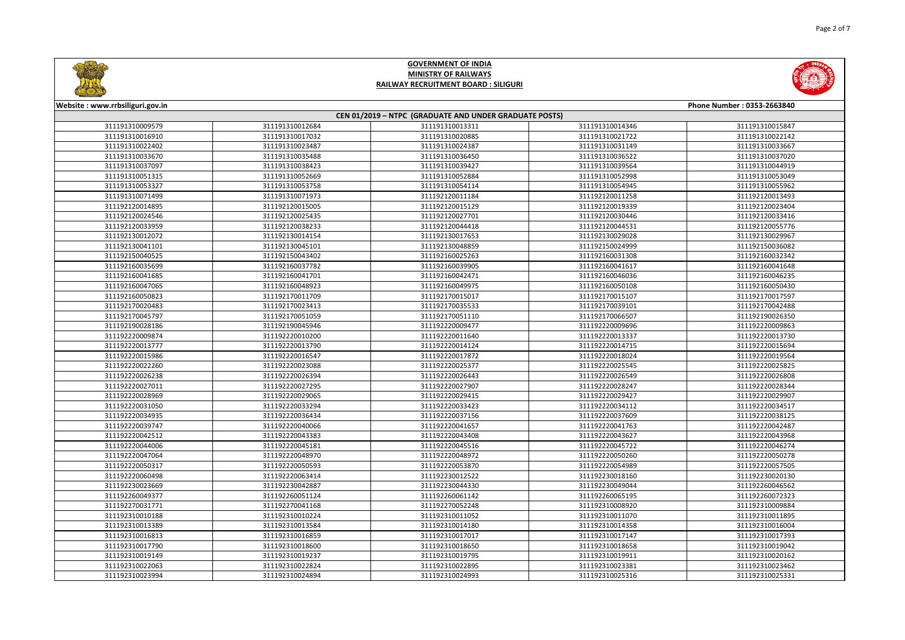# GOVERNMENT OF INDIA
## MINISTRY OF RAILWAYS
## RAILWAY RECRUITMENT BOARD : SILIGURI

Website : www.rrbsiliguri.gov.in | Phone Number : 0353-2663840

### CEN 01/2019 – NTPC (GRADUATE AND UNDER GRADUATE POSTS)

| | | | | |
|---|---|---|---|---|
| 311191310009579 | 311191310012684 | 311191310013311 | 311191310014346 | 311191310015847 |
| 311191310016910 | 311191310017032 | 311191310020885 | 311191310021722 | 311191310022142 |
| 311191310022402 | 311191310023487 | 311191310024387 | 311191310031149 | 311191310033667 |
| 311191310033670 | 311191310035488 | 311191310036450 | 311191310036522 | 311191310037020 |
| 311191310037097 | 311191310038423 | 311191310039427 | 311191310039564 | 311191310044919 |
| 311191310051315 | 311191310052669 | 311191310052884 | 311191310052998 | 311191310053049 |
| 311191310053327 | 311191310053758 | 311191310054114 | 311191310054945 | 311191310055962 |
| 311191310071499 | 311191310071973 | 311192120011184 | 311192120011258 | 311192120013493 |
| 311192120014895 | 311192120015005 | 311192120015129 | 311192120019339 | 311192120023404 |
| 311192120024546 | 311192120025435 | 311192120027701 | 311192120030446 | 311192120033416 |
| 311192120033959 | 311192120038233 | 311192120044418 | 311192120044531 | 311192120055776 |
| 311192130012072 | 311192130014154 | 311192130017653 | 311192130029028 | 311192130029967 |
| 311192130041101 | 311192130045101 | 311192130048859 | 311192150024999 | 311192150036082 |
| 311192150040525 | 311192150043402 | 311192160025263 | 311192160031308 | 311192160032342 |
| 311192160035699 | 311192160037782 | 311192160039905 | 311192160041617 | 311192160041648 |
| 311192160041685 | 311192160041701 | 311192160042471 | 311192160046036 | 311192160046235 |
| 311192160047065 | 311192160048923 | 311192160049975 | 311192160050108 | 311192160050430 |
| 311192160050823 | 311192170011709 | 311192170015017 | 311192170015107 | 311192170017597 |
| 311192170020483 | 311192170023413 | 311192170035533 | 311192170039101 | 311192170042488 |
| 311192170045797 | 311192170051059 | 311192170051110 | 311192170066507 | 311192190026350 |
| 311192190028186 | 311192190045946 | 311192220009477 | 311192220009696 | 311192220009863 |
| 311192220009874 | 311192220010200 | 311192220011640 | 311192220013337 | 311192220013730 |
| 311192220013777 | 311192220013790 | 311192220014124 | 311192220014715 | 311192220015694 |
| 311192220015986 | 311192220016547 | 311192220017872 | 311192220018024 | 311192220019564 |
| 311192220022260 | 311192220023088 | 311192220025377 | 311192220025545 | 311192220025825 |
| 311192220026238 | 311192220026394 | 311192220026443 | 311192220026549 | 311192220026808 |
| 311192220027011 | 311192220027295 | 311192220027907 | 311192220028247 | 311192220028344 |
| 311192220028969 | 311192220029065 | 311192220029415 | 311192220029427 | 311192220029907 |
| 311192220031050 | 311192220033294 | 311192220033423 | 311192220034112 | 311192220034517 |
| 311192220034935 | 311192220036434 | 311192220037156 | 311192220037609 | 311192220038125 |
| 311192220039747 | 311192220040066 | 311192220041657 | 311192220041763 | 311192220042487 |
| 311192220042512 | 311192220043383 | 311192220043408 | 311192220043627 | 311192220043968 |
| 311192220044006 | 311192220045181 | 311192220045516 | 311192220045722 | 311192220046274 |
| 311192220047064 | 311192220048970 | 311192220048972 | 311192220050260 | 311192220050278 |
| 311192220050317 | 311192220050593 | 311192220053870 | 311192220054989 | 311192220057505 |
| 311192220060498 | 311192220063414 | 311192230012522 | 311192230018160 | 311192230020130 |
| 311192230023669 | 311192230042887 | 311192230044330 | 311192230049044 | 311192260046562 |
| 311192260049377 | 311192260051124 | 311192260061142 | 311192260065195 | 311192260072323 |
| 311192270031771 | 311192270041168 | 311192270052248 | 311192310008920 | 311192310009884 |
| 311192310010188 | 311192310010224 | 311192310011052 | 311192310011070 | 311192310011895 |
| 311192310013389 | 311192310013584 | 311192310014180 | 311192310014358 | 311192310016004 |
| 311192310016813 | 311192310016859 | 311192310017017 | 311192310017147 | 311192310017393 |
| 311192310017790 | 311192310018600 | 311192310018650 | 311192310018658 | 311192310019042 |
| 311192310019149 | 311192310019237 | 311192310019795 | 311192310019911 | 311192310020162 |
| 311192310022063 | 311192310022824 | 311192310022895 | 311192310023381 | 311192310023462 |
| 311192310023994 | 311192310024894 | 311192310024993 | 311192310025316 | 311192310025331 |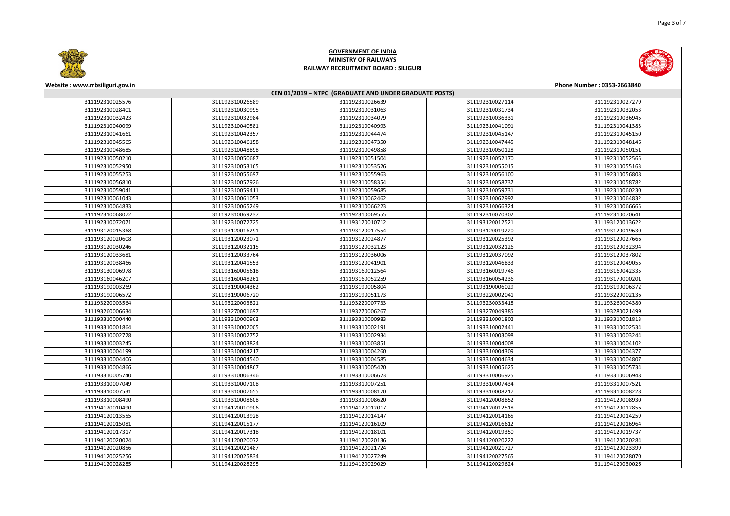# GOVERNMENT OF INDIA
## MINISTRY OF RAILWAYS
## RAILWAY RECRUITMENT BOARD : SILIGURI

Website : www.rrbsiliguri.gov.in | Phone Number : 0353-2663840

**CEN 01/2019 – NTPC (GRADUATE AND UNDER GRADUATE POSTS)**

| | | | | |
|---|---|---|---|---|
| 311192310025576 | 311192310026589 | 311192310026639 | 311192310027114 | 311192310027279 |
| 311192310028401 | 311192310030995 | 311192310031063 | 311192310031734 | 311192310032053 |
| 311192310032423 | 311192310032984 | 311192310034079 | 311192310036331 | 311192310036945 |
| 311192310040099 | 311192310040581 | 311192310040993 | 311192310041091 | 311192310041383 |
| 311192310041661 | 311192310042357 | 311192310044474 | 311192310045147 | 311192310045150 |
| 311192310045565 | 311192310046158 | 311192310047350 | 311192310047445 | 311192310048146 |
| 311192310048685 | 311192310048898 | 311192310049858 | 311192310050128 | 311192310050151 |
| 311192310050210 | 311192310050687 | 311192310051504 | 311192310052170 | 311192310052565 |
| 311192310052950 | 311192310053165 | 311192310053526 | 311192310055015 | 311192310055163 |
| 311192310055253 | 311192310055697 | 311192310055963 | 311192310056100 | 311192310056808 |
| 311192310056810 | 311192310057926 | 311192310058354 | 311192310058737 | 311192310058782 |
| 311192310059041 | 311192310059411 | 311192310059685 | 311192310059731 | 311192310060230 |
| 311192310061043 | 311192310061053 | 311192310062462 | 311192310062992 | 311192310064832 |
| 311192310064833 | 311192310065249 | 311192310066223 | 311192310066324 | 311192310066665 |
| 311192310068072 | 311192310069237 | 311192310069555 | 311192310070302 | 311192310070641 |
| 311192310072071 | 311192310072725 | 311193120010712 | 311193120012521 | 311193120013622 |
| 311193120015368 | 311193120016291 | 311193120017554 | 311193120019220 | 311193120019630 |
| 311193120020608 | 311193120023071 | 311193120024877 | 311193120025392 | 311193120027666 |
| 311193120030246 | 311193120032115 | 311193120032126 | 311193120032394 |
| 311193120033681 | 311193120033764 | 311193120036006 | 311193120037092 | 311193120037802 |
| 311193120038466 | 311193120041553 | 311193120041901 | 311193120046833 | 311193120049055 |
| 311193130006978 | 311193160005618 | 311193160012564 | 311193160019746 | 311193160042335 |
| 311193160046207 | 311193160048261 | 311193160052259 | 311193160054236 | 311193170000201 |
| 311193190003269 | 311193190004362 | 311193190005804 | 311193190006029 | 311193190006372 |
| 311193190006572 | 311193190006720 | 311193190051173 | 311193220002041 | 311193220002136 |
| 311193220003564 | 311193220003821 | 311193220007733 | 311193230033418 | 311193260004380 |
| 311193260006634 | 311193270001697 | 311193270006267 | 311193270049385 | 311193280021499 |
| 311193310000440 | 311193310000963 | 311193310000983 | 311193310001802 | 311193310001813 |
| 311193310001864 | 311193310002005 | 311193310002191 | 311193310002441 | 311193310002534 |
| 311193310002728 | 311193310002752 | 311193310002934 | 311193310003098 | 311193310003244 |
| 311193310003245 | 311193310003824 | 311193310003851 | 311193310004008 | 311193310004102 |
| 311193310004199 | 311193310004217 | 311193310004260 | 311193310004309 | 311193310004377 |
| 311193310004406 | 311193310004540 | 311193310004585 | 311193310004634 | 311193310004807 |
| 311193310004866 | 311193310004867 | 311193310005420 | 311193310005625 | 311193310005734 |
| 311193310005740 | 311193310006346 | 311193310006673 | 311193310006925 | 311193310006948 |
| 311193310007049 | 311193310007108 | 311193310007251 | 311193310007434 | 311193310007521 |
| 311193310007531 | 311193310007655 | 311193310008170 | 311193310008217 | 311193310008228 |
| 311193310008490 | 311193310008608 | 311193310008620 | 311194120008852 | 311194120008930 |
| 311194120010490 | 311194120010906 | 311194120012017 | 311194120012518 | 311194120012856 |
| 311194120013555 | 311194120013928 | 311194120014147 | 311194120014165 | 311194120014259 |
| 311194120015081 | 311194120015177 | 311194120016109 | 311194120016612 | 311194120016964 |
| 311194120017317 | 311194120017318 | 311194120018101 | 311194120019350 | 311194120019737 |
| 311194120020024 | 311194120020072 | 311194120020136 | 311194120020222 | 311194120020284 |
| 311194120020856 | 311194120021487 | 311194120021724 | 311194120021727 | 311194120023399 |
| 311194120025256 | 311194120025834 | 311194120027249 | 311194120027565 | 311194120028070 |
| 311194120028285 | 311194120028295 | 311194120029029 | 311194120029624 | 311194120030026 |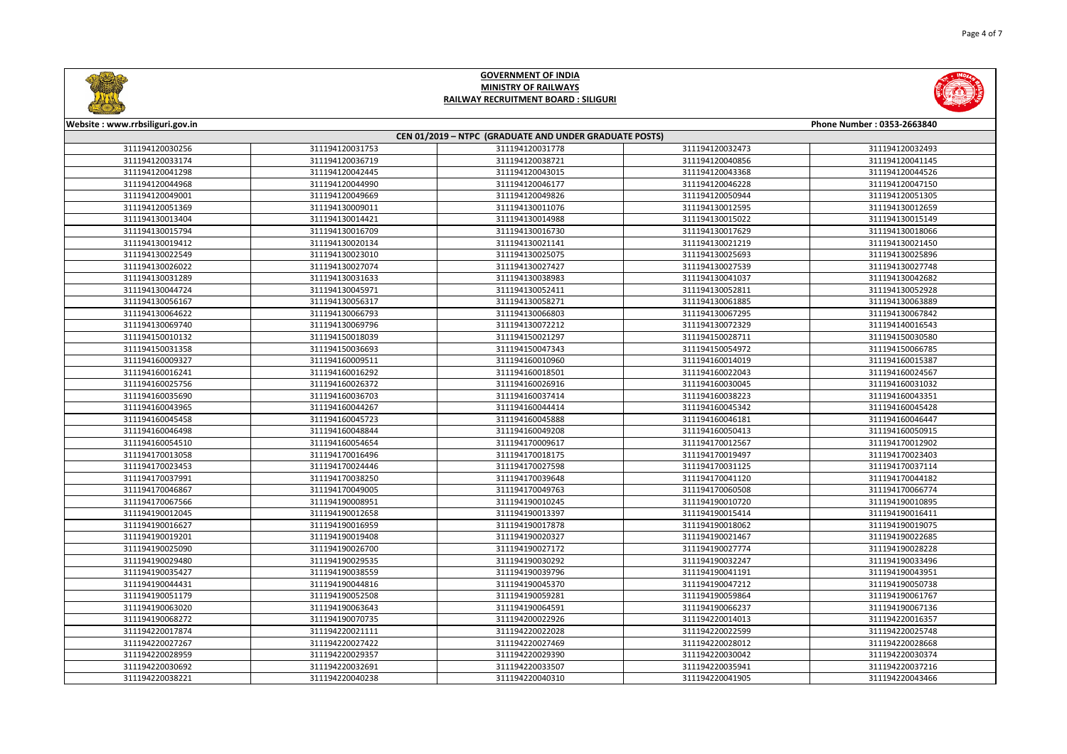# GOVERNMENT OF INDIA
## MINISTRY OF RAILWAYS
## RAILWAY RECRUITMENT BOARD : SILIGURI

Website : www.rrbsiliguri.gov.in | Phone Number : 0353-2663840

### CEN 01/2019 – NTPC (GRADUATE AND UNDER GRADUATE POSTS)

| | | | | |
|---|---|---|---|---|
| 311194120030256 | 311194120031753 | 311194120031778 | 311194120032473 | 311194120032493 |
| 311194120033174 | 311194120036719 | 311194120038721 | 311194120040856 | 311194120041145 |
| 311194120041298 | 311194120042445 | 311194120043015 | 311194120043368 | 311194120044526 |
| 311194120044968 | 311194120044990 | 311194120046177 | 311194120046228 | 311194120047150 |
| 311194120049001 | 311194120049669 | 311194120049826 | 311194120050944 | 311194120051305 |
| 311194120051369 | 311194130009011 | 311194130011076 | 311194130012595 | 311194130012659 |
| 311194130013404 | 311194130014421 | 311194130014988 | 311194130015022 | 311194130015149 |
| 311194130015794 | 311194130016709 | 311194130016730 | 311194130017629 | 311194130018066 |
| 311194130019412 | 311194130020134 | 311194130021141 | 311194130021219 | 311194130021450 |
| 311194130022549 | 311194130023010 | 311194130025075 | 311194130025693 | 311194130025896 |
| 311194130026022 | 311194130027074 | 311194130027427 | 311194130027539 | 311194130027748 |
| 311194130031289 | 311194130031633 | 311194130038983 | 311194130041037 | 311194130042682 |
| 311194130044724 | 311194130045971 | 311194130052411 | 311194130052811 | 311194130052928 |
| 311194130056167 | 311194130056317 | 311194130058271 | 311194130061885 | 311194130063889 |
| 311194130064622 | 311194130066793 | 311194130066803 | 311194130067295 | 311194130067842 |
| 311194130069740 | 311194130069796 | 311194130072212 | 311194130072329 | 311194140016543 |
| 311194150010132 | 311194150018039 | 311194150021297 | 311194150028711 | 311194150030580 |
| 311194150031358 | 311194150036693 | 311194150047343 | 311194150054972 | 311194150066785 |
| 311194160009327 | 311194160009511 | 311194160010960 | 311194160014019 | 311194160015387 |
| 311194160016241 | 311194160016292 | 311194160018501 | 311194160022043 | 311194160024567 |
| 311194160025756 | 311194160026372 | 311194160026916 | 311194160030045 | 311194160031032 |
| 311194160035690 | 311194160036703 | 311194160037414 | 311194160038223 | 311194160043351 |
| 311194160043965 | 311194160044267 | 311194160044414 | 311194160045342 | 311194160045428 |
| 311194160045458 | 311194160045723 | 311194160045888 | 311194160046181 | 311194160046447 |
| 311194160046498 | 311194160048844 | 311194160049208 | 311194160050413 | 311194160050915 |
| 311194160054510 | 311194160054654 | 311194170009617 | 311194170012567 | 311194170012902 |
| 311194170013058 | 311194170016496 | 311194170018175 | 311194170019497 | 311194170023403 |
| 311194170023453 | 311194170024446 | 311194170027598 | 311194170031125 | 311194170037114 |
| 311194170037991 | 311194170038250 | 311194170039648 | 311194170041120 | 311194170044182 |
| 311194170046867 | 311194170049005 | 311194170049763 | 311194170060508 | 311194170066774 |
| 311194170067566 | 311194190008951 | 311194190010245 | 311194190010720 | 311194190010895 |
| 311194190012045 | 311194190012658 | 311194190013397 | 311194190015414 | 311194190016411 |
| 311194190016627 | 311194190016959 | 311194190017878 | 311194190018062 | 311194190019075 |
| 311194190019201 | 311194190019408 | 311194190020327 | 311194190021467 | 311194190022685 |
| 311194190025090 | 311194190026700 | 311194190027172 | 311194190027774 | 311194190028228 |
| 311194190029480 | 311194190029535 | 311194190030292 | 311194190032247 | 311194190033496 |
| 311194190035427 | 311194190038559 | 311194190039796 | 311194190041191 | 311194190043951 |
| 311194190044431 | 311194190044816 | 311194190045370 | 311194190047212 | 311194190050738 |
| 311194190051179 | 311194190052508 | 311194190059281 | 311194190059864 | 311194190061767 |
| 311194190063020 | 311194190063643 | 311194190064591 | 311194190066237 | 311194190067136 |
| 311194190068272 | 311194190070735 | 311194190072926 | 311194220014013 | 311194220016357 |
| 311194220017874 | 311194220021111 | 311194220022028 | 311194220022599 | 311194220025748 |
| 311194220027267 | 311194220027422 | 311194220027469 | 311194220028012 | 311194220028668 |
| 311194220028959 | 311194220029357 | 311194220029390 | 311194220030042 | 311194220030374 |
| 311194220030692 | 311194220032691 | 311194220033507 | 311194220035941 | 311194220037216 |
| 311194220038221 | 311194220040238 | 311194220040310 | 311194220041905 | 311194220043466 |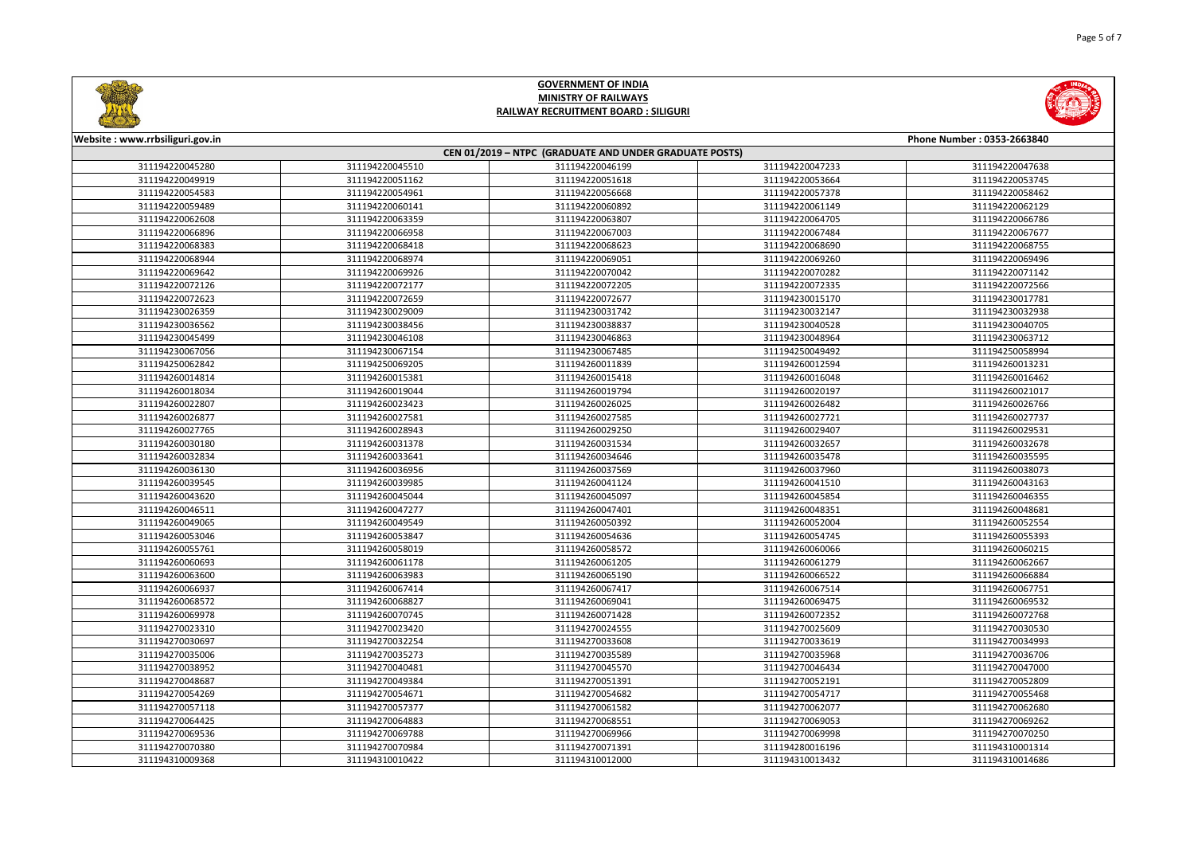## GOVERNMENT OF INDIA
## MINISTRY OF RAILWAYS
## RAILWAY RECRUITMENT BOARD : SILIGURI

Website : www.rrbsiliguri.gov.in | Phone Number : 0353-2663840

### CEN 01/2019 – NTPC (GRADUATE AND UNDER GRADUATE POSTS)

| | | | | |
|---|---|---|---|---|
| 311194220045280 | 311194220045510 | 311194220046199 | 311194220047233 | 311194220047638 |
| 311194220049919 | 311194220051162 | 311194220051618 | 311194220053664 | 311194220053745 |
| 311194220054583 | 311194220054961 | 311194220056668 | 311194220057378 | 311194220058462 |
| 311194220059489 | 311194220060141 | 311194220060892 | 311194220061149 | 311194220062129 |
| 311194220062608 | 311194220063359 | 311194220063807 | 311194220064705 | 311194220066786 |
| 311194220066896 | 311194220066958 | 311194220067003 | 311194220067484 | 311194220067677 |
| 311194220068383 | 311194220068418 | 311194220068623 | 311194220068690 | 311194220068755 |
| 311194220068944 | 311194220068974 | 311194220069051 | 311194220069260 | 311194220069496 |
| 311194220069642 | 311194220069926 | 311194220070042 | 311194220070282 | 311194220071142 |
| 311194220072126 | 311194220072177 | 311194220072205 | 311194220072335 | 311194220072566 |
| 311194220072623 | 311194220072659 | 311194220072677 | 311194230015170 | 311194230017781 |
| 311194230026359 | 311194230029009 | 311194230031742 | 311194230032147 | 311194230032938 |
| 311194230036562 | 311194230038456 | 311194230038837 | 311194230040528 | 311194230040705 |
| 311194230045499 | 311194230046108 | 311194230046863 | 311194230048964 | 311194230063712 |
| 311194230067056 | 311194230067154 | 311194230067485 | 311194250049492 | 311194250058994 |
| 311194250062842 | 311194250069205 | 311194260011839 | 311194260012594 | 311194260013231 |
| 311194260014814 | 311194260015381 | 311194260015418 | 311194260016048 | 311194260016462 |
| 311194260018034 | 311194260019044 | 311194260019794 | 311194260020197 | 311194260021017 |
| 311194260022807 | 311194260023423 | 311194260026025 | 311194260026482 | 311194260026766 |
| 311194260026877 | 311194260027581 | 311194260027585 | 311194260027721 | 311194260027737 |
| 311194260027765 | 311194260028943 | 311194260029250 | 311194260029407 | 311194260029531 |
| 311194260030180 | 311194260031378 | 311194260031534 | 311194260032657 | 311194260032678 |
| 311194260032834 | 311194260033641 | 311194260034646 | 311194260035478 | 311194260035595 |
| 311194260036130 | 311194260036956 | 311194260037569 | 311194260037960 | 311194260038073 |
| 311194260039545 | 311194260039985 | 311194260041124 | 311194260041510 | 311194260043163 |
| 311194260043620 | 311194260045044 | 311194260045097 | 311194260045854 | 311194260046355 |
| 311194260046511 | 311194260047277 | 311194260047401 | 311194260048351 | 311194260048681 |
| 311194260049065 | 311194260049549 | 311194260050392 | 311194260052004 | 311194260052554 |
| 311194260053046 | 311194260053847 | 311194260054636 | 311194260054745 | 311194260055393 |
| 311194260055761 | 311194260058019 | 311194260058572 | 311194260060066 | 311194260060215 |
| 311194260060693 | 311194260061178 | 311194260061205 | 311194260061279 | 311194260062667 |
| 311194260063600 | 311194260063983 | 311194260065190 | 311194260066522 | 311194260066884 |
| 311194260066937 | 311194260067414 | 311194260067417 | 311194260067514 | 311194260067751 |
| 311194260068572 | 311194260068827 | 311194260069041 | 311194260069475 | 311194260069532 |
| 311194260069978 | 311194260070745 | 311194260071428 | 311194260072352 | 311194260072768 |
| 311194270023310 | 311194270023420 | 311194270024555 | 311194270025609 | 311194270030530 |
| 311194270030697 | 311194270032254 | 311194270033608 | 311194270033619 | 311194270034993 |
| 311194270035006 | 311194270035273 | 311194270035589 | 311194270035968 | 311194270036706 |
| 311194270038952 | 311194270040481 | 311194270045570 | 311194270046434 | 311194270047000 |
| 311194270048687 | 311194270049384 | 311194270051391 | 311194270052191 | 311194270052809 |
| 311194270054269 | 311194270054671 | 311194270054682 | 311194270054717 | 311194270055468 |
| 311194270057118 | 311194270057377 | 311194270061582 | 311194270062077 | 311194270062680 |
| 311194270064425 | 311194270064883 | 311194270068551 | 311194270069053 | 311194270069262 |
| 311194270069536 | 311194270069788 | 311194270069966 | 311194270069998 | 311194270070250 |
| 311194270070380 | 311194270070984 | 311194270071391 | 311194280016196 | 311194310001314 |
| 311194310009368 | 311194310010422 | 311194310012000 | 311194310013432 | 311194310014686 |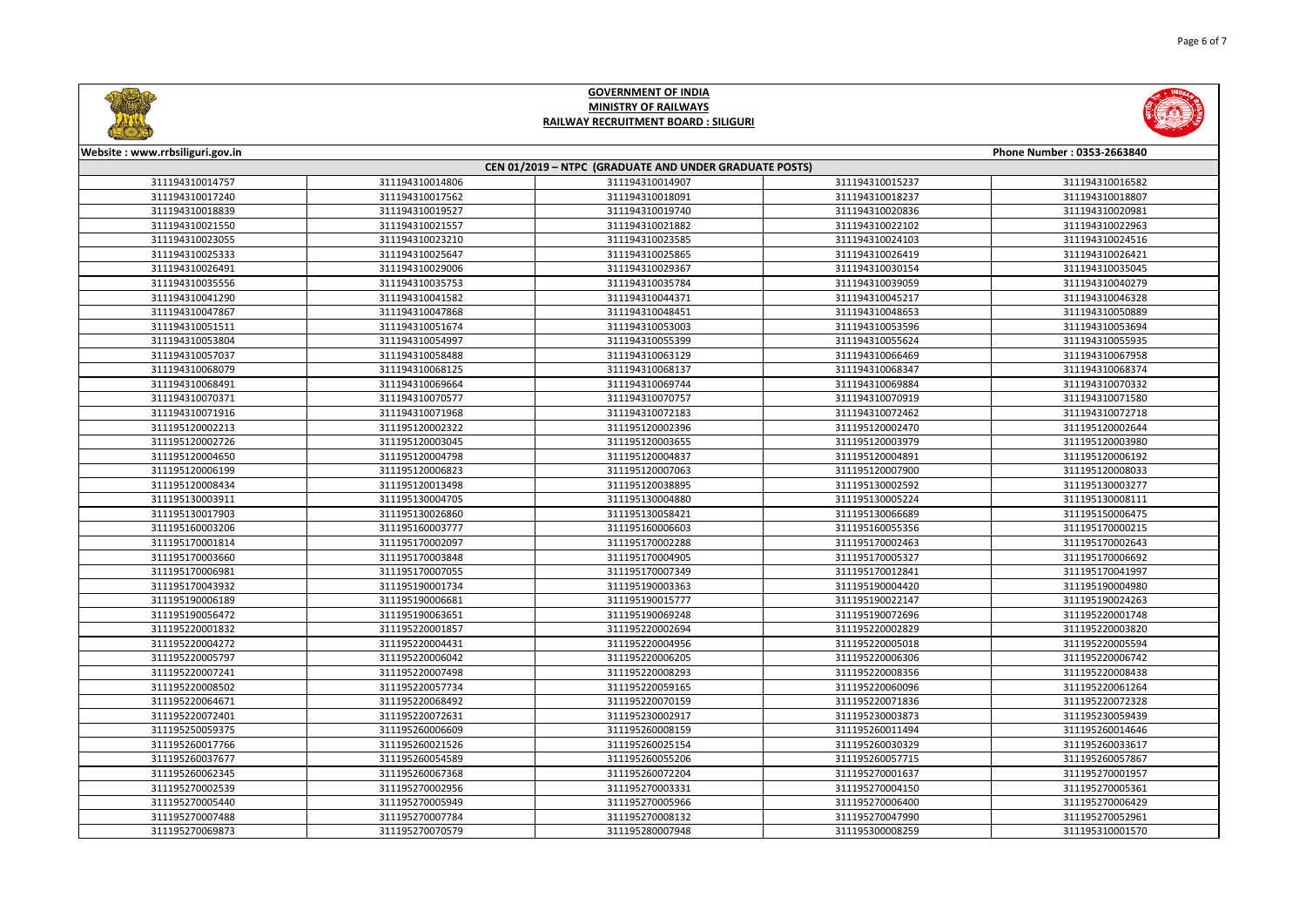# GOVERNMENT OF INDIA
## MINISTRY OF RAILWAYS
## RAILWAY RECRUITMENT BOARD : SILIGURI

**Website : www.rrbsiliguri.gov.in** **Phone Number : 0353-2663840**

**CEN 01/2019 – NTPC (GRADUATE AND UNDER GRADUATE POSTS)**

| | | | | |
|---|---|---|---|---|
| 311194310014757 | 311194310014806 | 311194310014907 | 311194310015237 | 311194310016582 |
| 311194310017240 | 311194310017562 | 311194310018091 | 311194310018237 | 311194310018807 |
| 311194310018839 | 311194310019527 | 311194310019740 | 311194310020836 | 311194310020981 |
| 311194310021550 | 311194310021557 | 311194310021882 | 311194310022102 | 311194310022963 |
| 311194310023055 | 311194310023210 | 311194310023585 | 311194310024103 | 311194310024516 |
| 311194310025333 | 311194310025647 | 311194310025865 | 311194310026419 | 311194310026421 |
| 311194310026491 | 311194310029006 | 311194310029367 | 311194310030154 | 311194310035045 |
| 311194310035556 | 311194310035753 | 311194310035784 | 311194310039059 | 311194310040279 |
| 311194310041290 | 311194310041582 | 311194310044371 | 311194310045217 | 311194310046328 |
| 311194310047867 | 311194310047868 | 311194310048451 | 311194310048653 | 311194310050889 |
| 311194310051511 | 311194310051674 | 311194310053003 | 311194310053596 | 311194310053694 |
| 311194310053804 | 311194310054997 | 311194310055399 | 311194310055624 | 311194310055935 |
| 311194310057037 | 311194310058488 | 311194310063129 | 311194310066469 | 311194310067958 |
| 311194310068079 | 311194310068125 | 311194310068137 | 311194310068347 | 311194310068374 |
| 311194310068491 | 311194310069664 | 311194310069744 | 311194310069884 | 311194310070332 |
| 311194310070371 | 311194310070577 | 311194310070757 | 311194310070919 | 311194310071580 |
| 311194310071916 | 311194310071968 | 311194310072183 | 311194310072462 | 311194310072718 |
| 311195120002213 | 311195120002322 | 311195120002396 | 311195120002470 | 311195120002644 |
| 311195120002726 | 311195120003045 | 311195120003655 | 311195120003979 | 311195120003980 |
| 311195120004650 | 311195120004798 | 311195120004837 | 311195120004891 | 311195120006192 |
| 311195120006199 | 311195120006823 | 311195120007063 | 311195120007900 | 311195120008033 |
| 311195120008434 | 311195120013498 | 311195120038895 | 311195130002592 | 311195130003277 |
| 311195130003911 | 311195130004705 | 311195130004880 | 311195130005224 | 311195130008111 |
| 311195130017903 | 311195130026860 | 311195130058421 | 311195130066689 | 311195150006475 |
| 311195160003206 | 311195160003777 | 311195160006603 | 311195160055356 | 311195170000215 |
| 311195170001814 | 311195170002097 | 311195170002288 | 311195170002463 | 311195170002643 |
| 311195170003660 | 311195170003848 | 311195170004905 | 311195170005327 | 311195170006692 |
| 311195170006981 | 311195170007055 | 311195170007349 | 311195170012841 | 311195170041997 |
| 311195170043932 | 311195190001734 | 311195190003363 | 311195190004420 | 311195190004980 |
| 311195190006189 | 311195190006681 | 311195190015777 | 311195190022147 | 311195190024263 |
| 311195190056472 | 311195190063651 | 311195190069248 | 311195190072696 | 311195220001748 |
| 311195220001832 | 311195220001857 | 311195220002694 | 311195220002829 | 311195220003820 |
| 311195220004272 | 311195220004431 | 311195220004956 | 311195220005018 | 311195220005594 |
| 311195220005797 | 311195220006042 | 311195220006205 | 311195220006306 | 311195220006742 |
| 311195220007241 | 311195220007498 | 311195220008293 | 311195220008356 | 311195220008438 |
| 311195220008502 | 311195220057734 | 311195220059165 | 311195220060096 | 311195220061264 |
| 311195220064671 | 311195220068492 | 311195220070159 | 311195220071836 | 311195220072328 |
| 311195220072401 | 311195220072631 | 311195230002917 | 311195230003873 | 311195230059439 |
| 311195250059375 | 311195260006609 | 311195260008159 | 311195260011494 | 311195260014646 |
| 311195260017766 | 311195260021526 | 311195260025154 | 311195260030329 | 311195260033617 |
| 311195260037677 | 311195260054589 | 311195260055206 | 311195260057715 | 311195260057867 |
| 311195260062345 | 311195260067368 | 311195260072204 | 311195270001637 | 311195270001957 |
| 311195270002539 | 311195270002956 | 311195270003331 | 311195270004150 | 311195270005361 |
| 311195270005440 | 311195270005949 | 311195270005966 | 311195270006400 | 311195270006429 |
| 311195270007488 | 311195270007784 | 311195270008132 | 311195270047990 | 311195270052961 |
| 311195270069873 | 311195270070579 | 311195280007948 | 311195300008259 | 311195310001570 |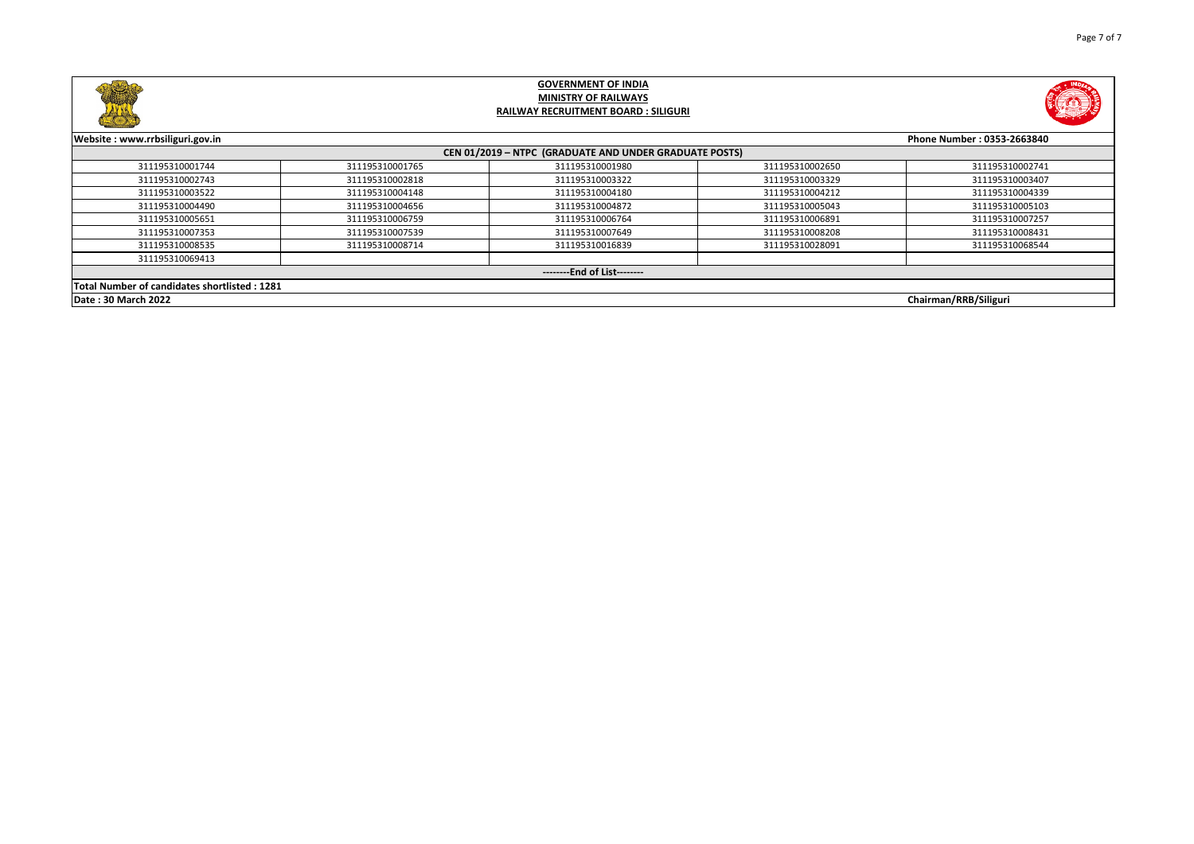**GOVERNMENT OF INDIA**
**MINISTRY OF RAILWAYS**
**RAILWAY RECRUITMENT BOARD : SILIGURI**

**Website : www.rrbsiliguri.gov.in** | **Phone Number : 0353-2663840**

**CEN 01/2019 – NTPC (GRADUATE AND UNDER GRADUATE POSTS)**

| | | | | |
|---|---|---|---|---|
| 311195310001744 | 311195310001765 | 311195310001980 | 311195310002650 | 311195310002741 |
| 311195310002743 | 311195310002818 | 311195310003322 | 311195310003329 | 311195310003407 |
| 311195310003522 | 311195310004148 | 311195310004180 | 311195310004212 | 311195310004339 |
| 311195310004490 | 311195310004656 | 311195310004872 | 311195310005043 | 311195310005103 |
| 311195310005651 | 311195310006759 | 311195310006764 | 311195310006891 | 311195310007257 |
| 311195310007353 | 311195310007539 | 311195310007649 | 311195310008208 | 311195310008431 |
| 311195310008535 | 311195310008714 | 311195310016839 | 311195310028091 | 311195310068544 |
| 311195310069413 | | | | |

--------End of List--------

**Total Number of candidates shortlisted : 1281**

**Date : 30 March 2022**

**Chairman/RRB/Siliguri**